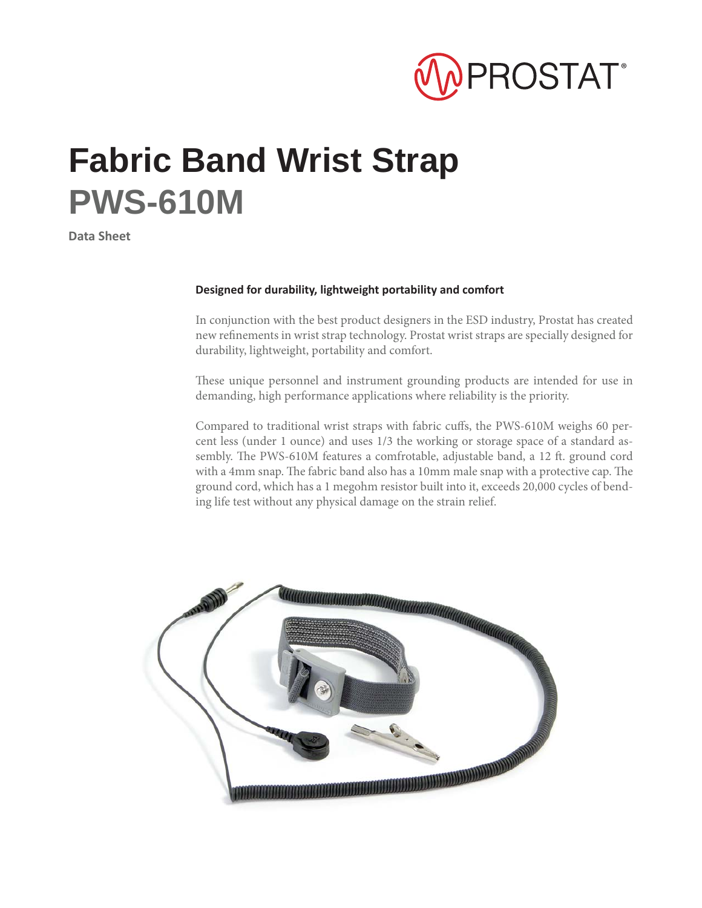PROSTAT®

# Fabric Band Wrist Strap

# PWS-610M

**Data Sheet**

**Designed for durability, lightweight portability and comfort**

In conjunction with the best product designers in the ESD industry, Prostat has created new refinements in wrist strap technology. Prostat wrist straps are specially designed for durability, lightweight, portability and comfort.

These unique personnel and instrument grounding products are intended for use in demanding, high performance applications where reliability is the priority.

Compared to traditional wrist straps with fabric cuffs, the PWS-610M weighs 60 percent less (under 1 ounce) and uses 1/3 the working or storage space of a standard assembly. The PWS-610M features a comfrotable, adjustable band, a 12 ft. ground cord with a 4mm snap. The fabric band also has a 10mm male snap with a protective cap. The ground cord, which has a 1 megohm resistor built into it, exceeds 20,000 cycles of bending life test without any physical damage on the strain relief.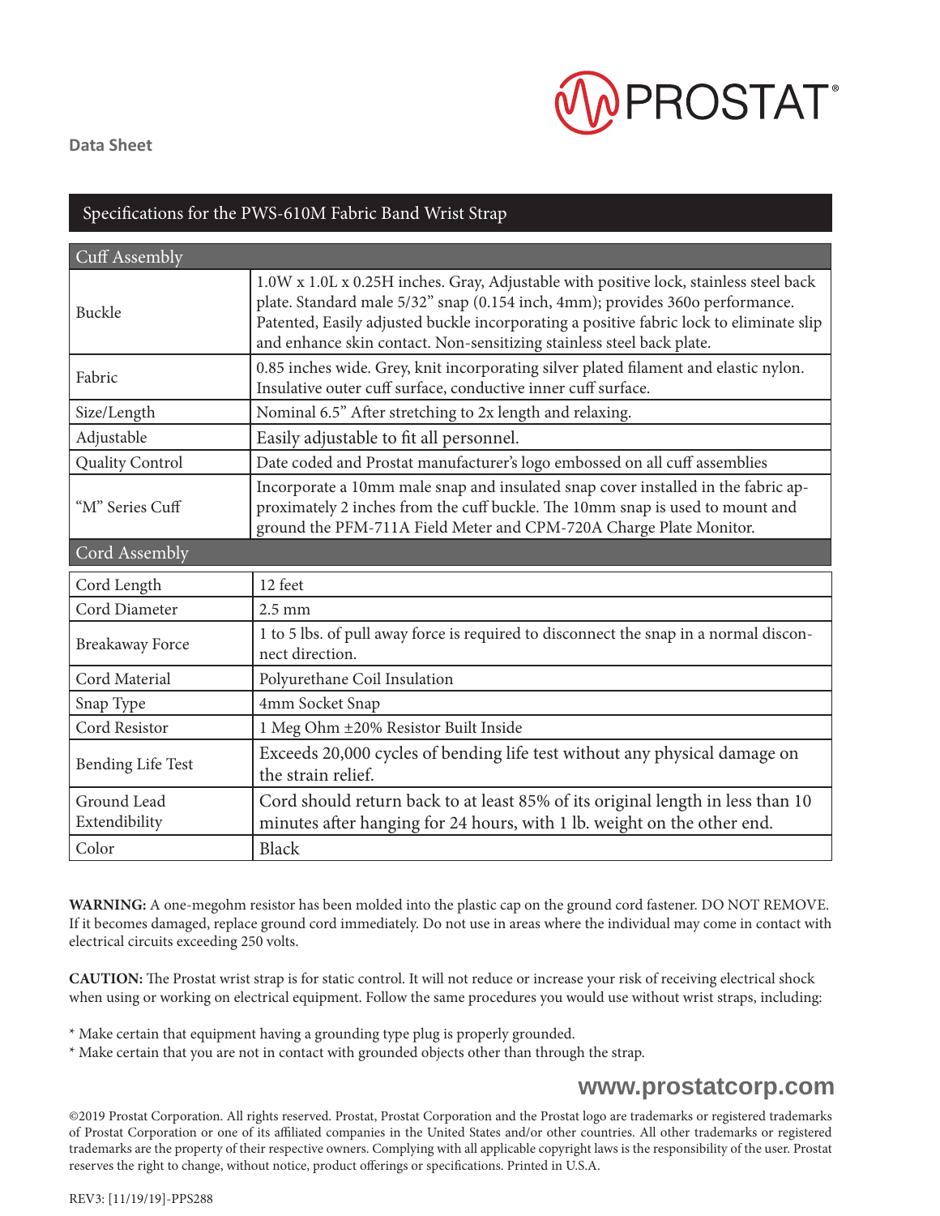**Data Sheet**

## Specifications for the PWS-610M Fabric Band Wrist Strap

| Cuff Assembly | |
|---|---|
| Buckle | 1.0W x 1.0L x 0.25H inches. Gray, Adjustable with positive lock, stainless steel back plate. Standard male 5/32” snap (0.154 inch, 4mm); provides 360o performance. Patented, Easily adjusted buckle incorporating a positive fabric lock to eliminate slip and enhance skin contact. Non-sensitizing stainless steel back plate. |
| Fabric | 0.85 inches wide. Grey, knit incorporating silver plated filament and elastic nylon. Insulative outer cuff surface, conductive inner cuff surface. |
| Size/Length | Nominal 6.5” After stretching to 2x length and relaxing. |
| Adjustable | Easily adjustable to fit all personnel. |
| Quality Control | Date coded and Prostat manufacturer’s logo embossed on all cuff assemblies |
| “M” Series Cuff | Incorporate a 10mm male snap and insulated snap cover installed in the fabric approximately 2 inches from the cuff buckle. The 10mm snap is used to mount and ground the PFM-711A Field Meter and CPM-720A Charge Plate Monitor. |

| Cord Assembly | |
|---|---|
| Cord Length | 12 feet |
| Cord Diameter | 2.5 mm |
| Breakaway Force | 1 to 5 lbs. of pull away force is required to disconnect the snap in a normal disconnect direction. |
| Cord Material | Polyurethane Coil Insulation |
| Snap Type | 4mm Socket Snap |
| Cord Resistor | 1 Meg Ohm ±20% Resistor Built Inside |
| Bending Life Test | Exceeds 20,000 cycles of bending life test without any physical damage on the strain relief. |
| Ground Lead Extendibility | Cord should return back to at least 85% of its original length in less than 10 minutes after hanging for 24 hours, with 1 lb. weight on the other end. |
| Color | Black |

**WARNING:** A one-megohm resistor has been molded into the plastic cap on the ground cord fastener. DO NOT REMOVE. If it becomes damaged, replace ground cord immediately. Do not use in areas where the individual may come in contact with electrical circuits exceeding 250 volts.

**CAUTION:** The Prostat wrist strap is for static control. It will not reduce or increase your risk of receiving electrical shock when using or working on electrical equipment. Follow the same procedures you would use without wrist straps, including:

* Make certain that equipment having a grounding type plug is properly grounded.
* Make certain that you are not in contact with grounded objects other than through the strap.

**www.prostatcorp.com**

©2019 Prostat Corporation. All rights reserved. Prostat, Prostat Corporation and the Prostat logo are trademarks or registered trademarks of Prostat Corporation or one of its affiliated companies in the United States and/or other countries. All other trademarks or registered trademarks are the property of their respective owners. Complying with all applicable copyright laws is the responsibility of the user. Prostat reserves the right to change, without notice, product offerings or specifications. Printed in U.S.A.

REV3: [11/19/19]-PPS288